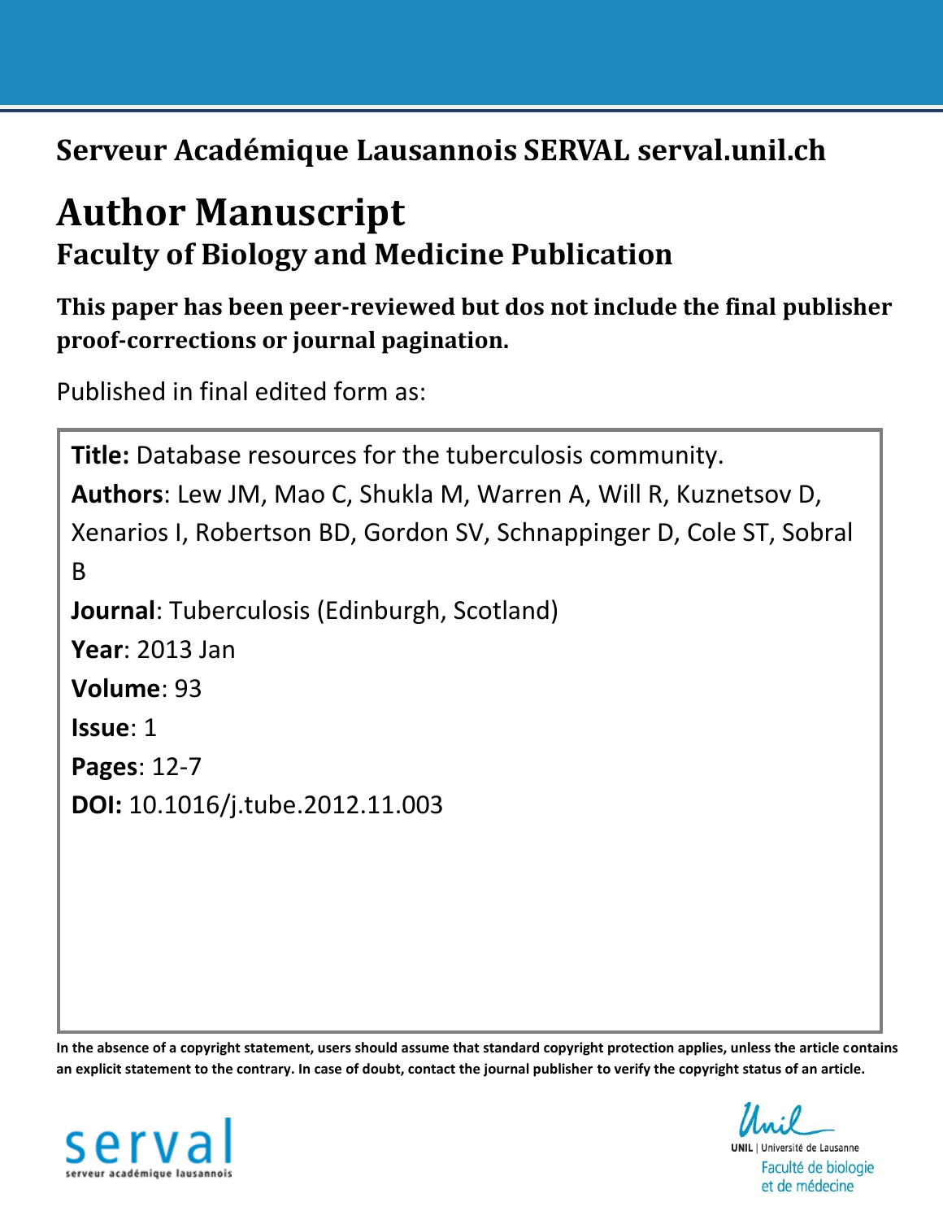**Serveur Académique Lausannois SERVAL serval.unil.ch**

# Author Manuscript

## Faculty of Biology and Medicine Publication

**This paper has been peer-reviewed but dos not include the final publisher proof-corrections or journal pagination.**

Published in final edited form as:

**Title:** Database resources for the tuberculosis community.

**Authors**: Lew JM, Mao C, Shukla M, Warren A, Will R, Kuznetsov D, Xenarios I, Robertson BD, Gordon SV, Schnappinger D, Cole ST, Sobral B

**Journal**: Tuberculosis (Edinburgh, Scotland)

**Year**: 2013 Jan

**Volume**: 93

**Issue**: 1

**Pages**: 12-7

**DOI:** 10.1016/j.tube.2012.11.003

**In the absence of a copyright statement, users should assume that standard copyright protection applies, unless the article contains an explicit statement to the contrary. In case of doubt, contact the journal publisher to verify the copyright status of an article.**

serval
serveur académique lausannois

UNIL | Université de Lausanne
Faculté de biologie et de médecine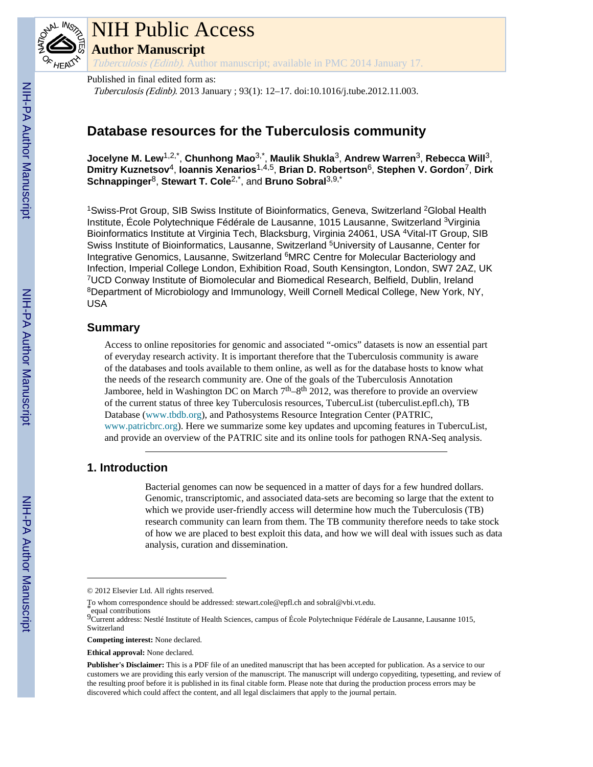Published in final edited form as:

*Tuberculosis (Edinb)*. 2013 January ; 93(1): 12–17. doi:10.1016/j.tube.2012.11.003.

# Database resources for the Tuberculosis community

**Jocelyne M. Lew**[1,2,*], **Chunhong Mao**[3,*], **Maulik Shukla**[3], **Andrew Warren**[3], **Rebecca Will**[3], **Dmitry Kuznetsov**[4], **Ioannis Xenarios**[1,4,5], **Brian D. Robertson**[6], **Stephen V. Gordon**[7], **Dirk Schnappinger**[8], **Stewart T. Cole**[2,*], and **Bruno Sobral**[3,9,*]

[1]Swiss-Prot Group, SIB Swiss Institute of Bioinformatics, Geneva, Switzerland [2]Global Health Institute, École Polytechnique Fédérale de Lausanne, 1015 Lausanne, Switzerland [3]Virginia Bioinformatics Institute at Virginia Tech, Blacksburg, Virginia 24061, USA [4]Vital-IT Group, SIB Swiss Institute of Bioinformatics, Lausanne, Switzerland [5]University of Lausanne, Center for Integrative Genomics, Lausanne, Switzerland [6]MRC Centre for Molecular Bacteriology and Infection, Imperial College London, Exhibition Road, South Kensington, London, SW7 2AZ, UK [7]UCD Conway Institute of Biomolecular and Biomedical Research, Belfield, Dublin, Ireland [8]Department of Microbiology and Immunology, Weill Cornell Medical College, New York, NY, USA

## Summary

Access to online repositories for genomic and associated "-omics" datasets is now an essential part of everyday research activity. It is important therefore that the Tuberculosis community is aware of the databases and tools available to them online, as well as for the database hosts to know what the needs of the research community are. One of the goals of the Tuberculosis Annotation Jamboree, held in Washington DC on March 7th–8th 2012, was therefore to provide an overview of the current status of three key Tuberculosis resources, TubercuList (tuberculist.epfl.ch), TB Database (www.tbdb.org), and Pathosystems Resource Integration Center (PATRIC, www.patricbrc.org). Here we summarize some key updates and upcoming features in TubercuList, and provide an overview of the PATRIC site and its online tools for pathogen RNA-Seq analysis.

## 1. Introduction

Bacterial genomes can now be sequenced in a matter of days for a few hundred dollars. Genomic, transcriptomic, and associated data-sets are becoming so large that the extent to which we provide user-friendly access will determine how much the Tuberculosis (TB) research community can learn from them. The TB community therefore needs to take stock of how we are placed to best exploit this data, and how we will deal with issues such as data analysis, curation and dissemination.

---

© 2012 Elsevier Ltd. All rights reserved.

To whom correspondence should be addressed: stewart.cole@epfl.ch and sobral@vbi.vt.edu.

*equal contributions

[9]Current address: Nestlé Institute of Health Sciences, campus of École Polytechnique Fédérale de Lausanne, Lausanne 1015, Switzerland

**Competing interest:** None declared.

**Ethical approval:** None declared.

**Publisher's Disclaimer:** This is a PDF file of an unedited manuscript that has been accepted for publication. As a service to our customers we are providing this early version of the manuscript. The manuscript will undergo copyediting, typesetting, and review of the resulting proof before it is published in its final citable form. Please note that during the production process errors may be discovered which could affect the content, and all legal disclaimers that apply to the journal pertain.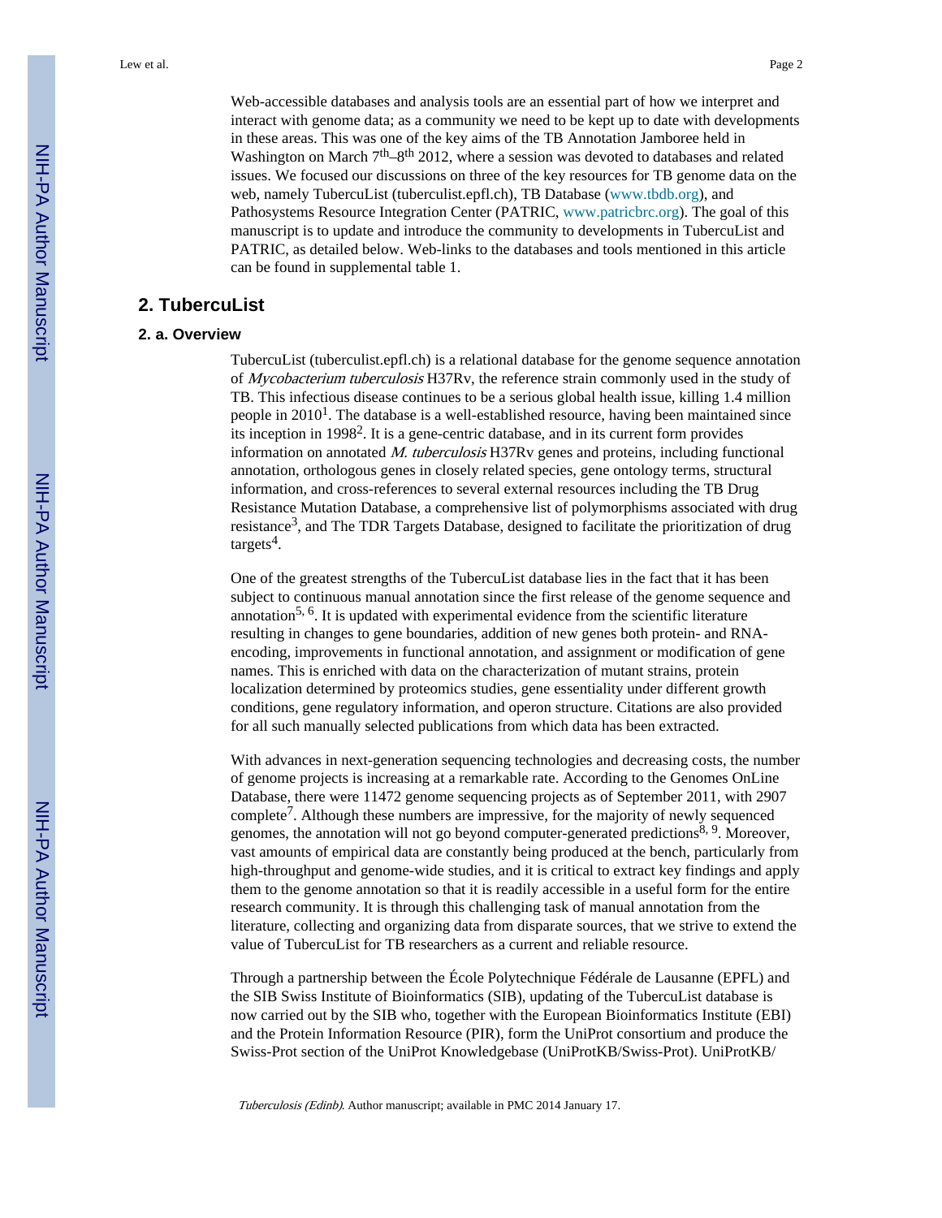Web-accessible databases and analysis tools are an essential part of how we interpret and interact with genome data; as a community we need to be kept up to date with developments in these areas. This was one of the key aims of the TB Annotation Jamboree held in Washington on March 7th–8th 2012, where a session was devoted to databases and related issues. We focused our discussions on three of the key resources for TB genome data on the web, namely TubercuList (tuberculist.epfl.ch), TB Database (www.tbdb.org), and Pathosystems Resource Integration Center (PATRIC, www.patricbrc.org). The goal of this manuscript is to update and introduce the community to developments in TubercuList and PATRIC, as detailed below. Web-links to the databases and tools mentioned in this article can be found in supplemental table 1.

## 2. TubercuList

### 2. a. Overview

TubercuList (tuberculist.epfl.ch) is a relational database for the genome sequence annotation of *Mycobacterium tuberculosis* H37Rv, the reference strain commonly used in the study of TB. This infectious disease continues to be a serious global health issue, killing 1.4 million people in 2010[1]. The database is a well-established resource, having been maintained since its inception in 1998[2]. It is a gene-centric database, and in its current form provides information on annotated *M. tuberculosis* H37Rv genes and proteins, including functional annotation, orthologous genes in closely related species, gene ontology terms, structural information, and cross-references to several external resources including the TB Drug Resistance Mutation Database, a comprehensive list of polymorphisms associated with drug resistance[3], and The TDR Targets Database, designed to facilitate the prioritization of drug targets[4].

One of the greatest strengths of the TubercuList database lies in the fact that it has been subject to continuous manual annotation since the first release of the genome sequence and annotation[5, 6]. It is updated with experimental evidence from the scientific literature resulting in changes to gene boundaries, addition of new genes both protein- and RNA-encoding, improvements in functional annotation, and assignment or modification of gene names. This is enriched with data on the characterization of mutant strains, protein localization determined by proteomics studies, gene essentiality under different growth conditions, gene regulatory information, and operon structure. Citations are also provided for all such manually selected publications from which data has been extracted.

With advances in next-generation sequencing technologies and decreasing costs, the number of genome projects is increasing at a remarkable rate. According to the Genomes OnLine Database, there were 11472 genome sequencing projects as of September 2011, with 2907 complete[7]. Although these numbers are impressive, for the majority of newly sequenced genomes, the annotation will not go beyond computer-generated predictions[8, 9]. Moreover, vast amounts of empirical data are constantly being produced at the bench, particularly from high-throughput and genome-wide studies, and it is critical to extract key findings and apply them to the genome annotation so that it is readily accessible in a useful form for the entire research community. It is through this challenging task of manual annotation from the literature, collecting and organizing data from disparate sources, that we strive to extend the value of TubercuList for TB researchers as a current and reliable resource.

Through a partnership between the École Polytechnique Fédérale de Lausanne (EPFL) and the SIB Swiss Institute of Bioinformatics (SIB), updating of the TubercuList database is now carried out by the SIB who, together with the European Bioinformatics Institute (EBI) and the Protein Information Resource (PIR), form the UniProt consortium and produce the Swiss-Prot section of the UniProt Knowledgebase (UniProtKB/Swiss-Prot). UniProtKB/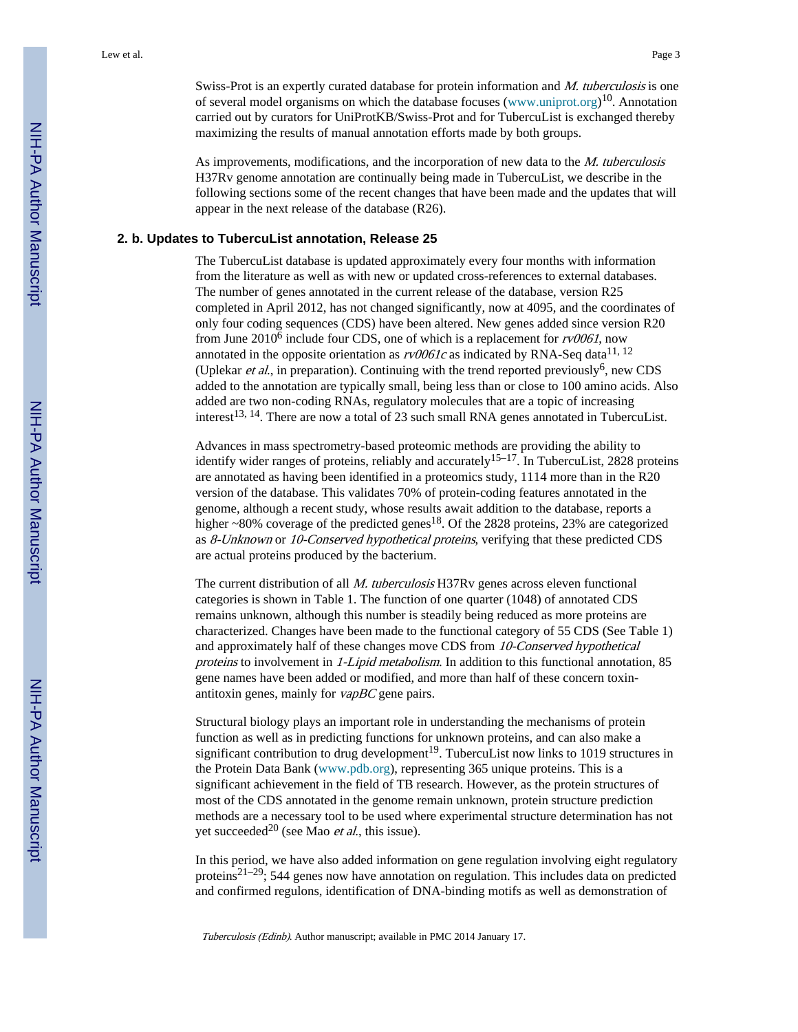Swiss-Prot is an expertly curated database for protein information and *M. tuberculosis* is one of several model organisms on which the database focuses (www.uniprot.org)[10]. Annotation carried out by curators for UniProtKB/Swiss-Prot and for TubercuList is exchanged thereby maximizing the results of manual annotation efforts made by both groups.

As improvements, modifications, and the incorporation of new data to the *M. tuberculosis* H37Rv genome annotation are continually being made in TubercuList, we describe in the following sections some of the recent changes that have been made and the updates that will appear in the next release of the database (R26).

### 2. b. Updates to TubercuList annotation, Release 25

The TubercuList database is updated approximately every four months with information from the literature as well as with new or updated cross-references to external databases. The number of genes annotated in the current release of the database, version R25 completed in April 2012, has not changed significantly, now at 4095, and the coordinates of only four coding sequences (CDS) have been altered. New genes added since version R20 from June 2010[6] include four CDS, one of which is a replacement for *rv0061*, now annotated in the opposite orientation as *rv0061c* as indicated by RNA-Seq data[11, 12] (Uplekar *et al.*, in preparation). Continuing with the trend reported previously[6], new CDS added to the annotation are typically small, being less than or close to 100 amino acids. Also added are two non-coding RNAs, regulatory molecules that are a topic of increasing interest[13, 14]. There are now a total of 23 such small RNA genes annotated in TubercuList.

Advances in mass spectrometry-based proteomic methods are providing the ability to identify wider ranges of proteins, reliably and accurately[15–17]. In TubercuList, 2828 proteins are annotated as having been identified in a proteomics study, 1114 more than in the R20 version of the database. This validates 70% of protein-coding features annotated in the genome, although a recent study, whose results await addition to the database, reports a higher ~80% coverage of the predicted genes[18]. Of the 2828 proteins, 23% are categorized as *8-Unknown* or *10-Conserved hypothetical proteins*, verifying that these predicted CDS are actual proteins produced by the bacterium.

The current distribution of all *M. tuberculosis* H37Rv genes across eleven functional categories is shown in Table 1. The function of one quarter (1048) of annotated CDS remains unknown, although this number is steadily being reduced as more proteins are characterized. Changes have been made to the functional category of 55 CDS (See Table 1) and approximately half of these changes move CDS from *10-Conserved hypothetical proteins* to involvement in *1-Lipid metabolism*. In addition to this functional annotation, 85 gene names have been added or modified, and more than half of these concern toxin-antitoxin genes, mainly for *vapBC* gene pairs.

Structural biology plays an important role in understanding the mechanisms of protein function as well as in predicting functions for unknown proteins, and can also make a significant contribution to drug development[19]. TubercuList now links to 1019 structures in the Protein Data Bank (www.pdb.org), representing 365 unique proteins. This is a significant achievement in the field of TB research. However, as the protein structures of most of the CDS annotated in the genome remain unknown, protein structure prediction methods are a necessary tool to be used where experimental structure determination has not yet succeeded[20] (see Mao *et al.*, this issue).

In this period, we have also added information on gene regulation involving eight regulatory proteins[21–29]; 544 genes now have annotation on regulation. This includes data on predicted and confirmed regulons, identification of DNA-binding motifs as well as demonstration of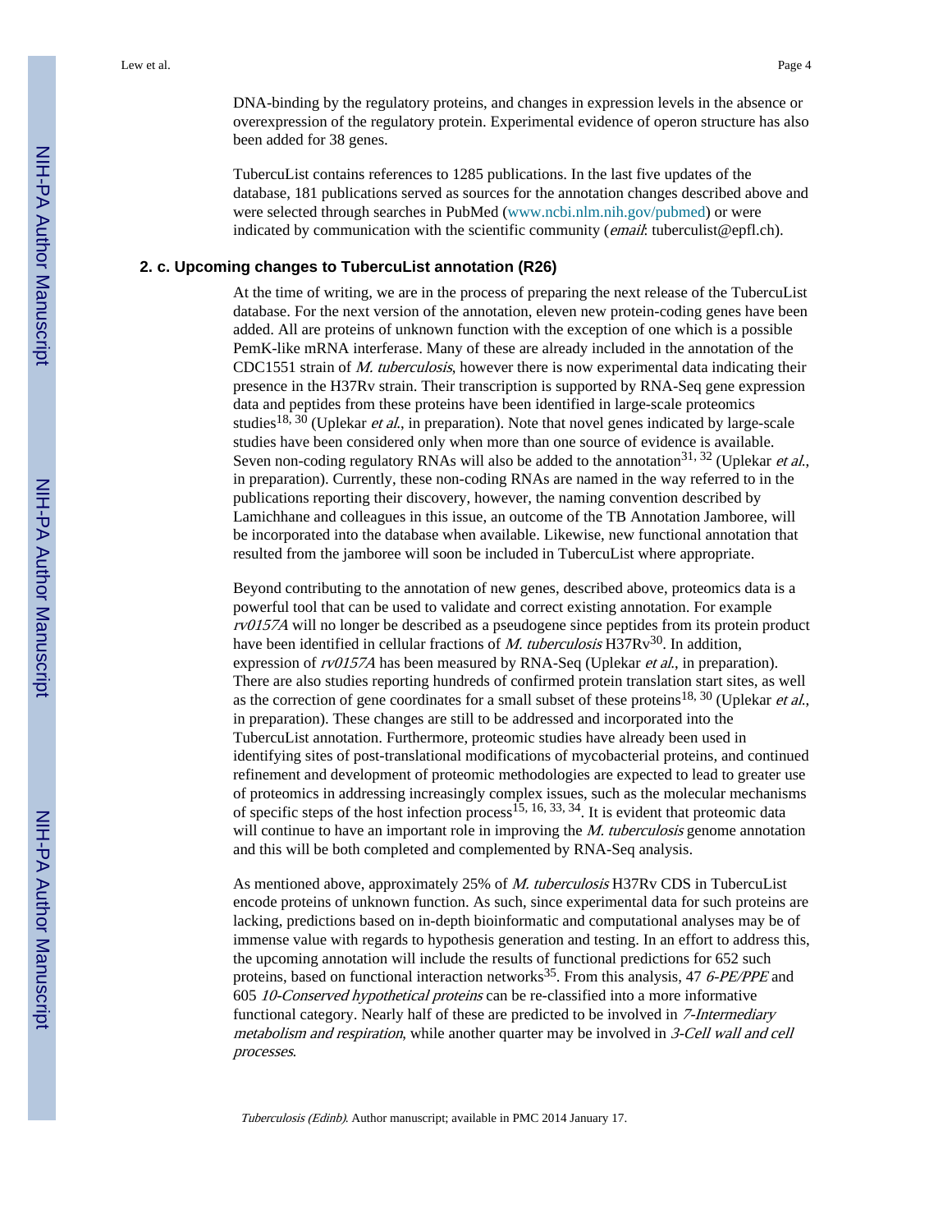DNA-binding by the regulatory proteins, and changes in expression levels in the absence or overexpression of the regulatory protein. Experimental evidence of operon structure has also been added for 38 genes.

TubercuList contains references to 1285 publications. In the last five updates of the database, 181 publications served as sources for the annotation changes described above and were selected through searches in PubMed (www.ncbi.nlm.nih.gov/pubmed) or were indicated by communication with the scientific community (*email*: tuberculist@epfl.ch).

## 2. c. Upcoming changes to TubercuList annotation (R26)

At the time of writing, we are in the process of preparing the next release of the TubercuList database. For the next version of the annotation, eleven new protein-coding genes have been added. All are proteins of unknown function with the exception of one which is a possible PemK-like mRNA interferase. Many of these are already included in the annotation of the CDC1551 strain of *M. tuberculosis*, however there is now experimental data indicating their presence in the H37Rv strain. Their transcription is supported by RNA-Seq gene expression data and peptides from these proteins have been identified in large-scale proteomics studies[18, 30] (Uplekar *et al.*, in preparation). Note that novel genes indicated by large-scale studies have been considered only when more than one source of evidence is available. Seven non-coding regulatory RNAs will also be added to the annotation[31, 32] (Uplekar *et al.*, in preparation). Currently, these non-coding RNAs are named in the way referred to in the publications reporting their discovery, however, the naming convention described by Lamichhane and colleagues in this issue, an outcome of the TB Annotation Jamboree, will be incorporated into the database when available. Likewise, new functional annotation that resulted from the jamboree will soon be included in TubercuList where appropriate.

Beyond contributing to the annotation of new genes, described above, proteomics data is a powerful tool that can be used to validate and correct existing annotation. For example *rv0157A* will no longer be described as a pseudogene since peptides from its protein product have been identified in cellular fractions of *M. tuberculosis* H37Rv[30]. In addition, expression of *rv0157A* has been measured by RNA-Seq (Uplekar *et al.*, in preparation). There are also studies reporting hundreds of confirmed protein translation start sites, as well as the correction of gene coordinates for a small subset of these proteins[18, 30] (Uplekar *et al.*, in preparation). These changes are still to be addressed and incorporated into the TubercuList annotation. Furthermore, proteomic studies have already been used in identifying sites of post-translational modifications of mycobacterial proteins, and continued refinement and development of proteomic methodologies are expected to lead to greater use of proteomics in addressing increasingly complex issues, such as the molecular mechanisms of specific steps of the host infection process[15, 16, 33, 34]. It is evident that proteomic data will continue to have an important role in improving the *M. tuberculosis* genome annotation and this will be both completed and complemented by RNA-Seq analysis.

As mentioned above, approximately 25% of *M. tuberculosis* H37Rv CDS in TubercuList encode proteins of unknown function. As such, since experimental data for such proteins are lacking, predictions based on in-depth bioinformatic and computational analyses may be of immense value with regards to hypothesis generation and testing. In an effort to address this, the upcoming annotation will include the results of functional predictions for 652 such proteins, based on functional interaction networks[35]. From this analysis, 47 *6-PE/PPE* and 605 *10-Conserved hypothetical proteins* can be re-classified into a more informative functional category. Nearly half of these are predicted to be involved in *7-Intermediary metabolism and respiration*, while another quarter may be involved in *3-Cell wall and cell processes*.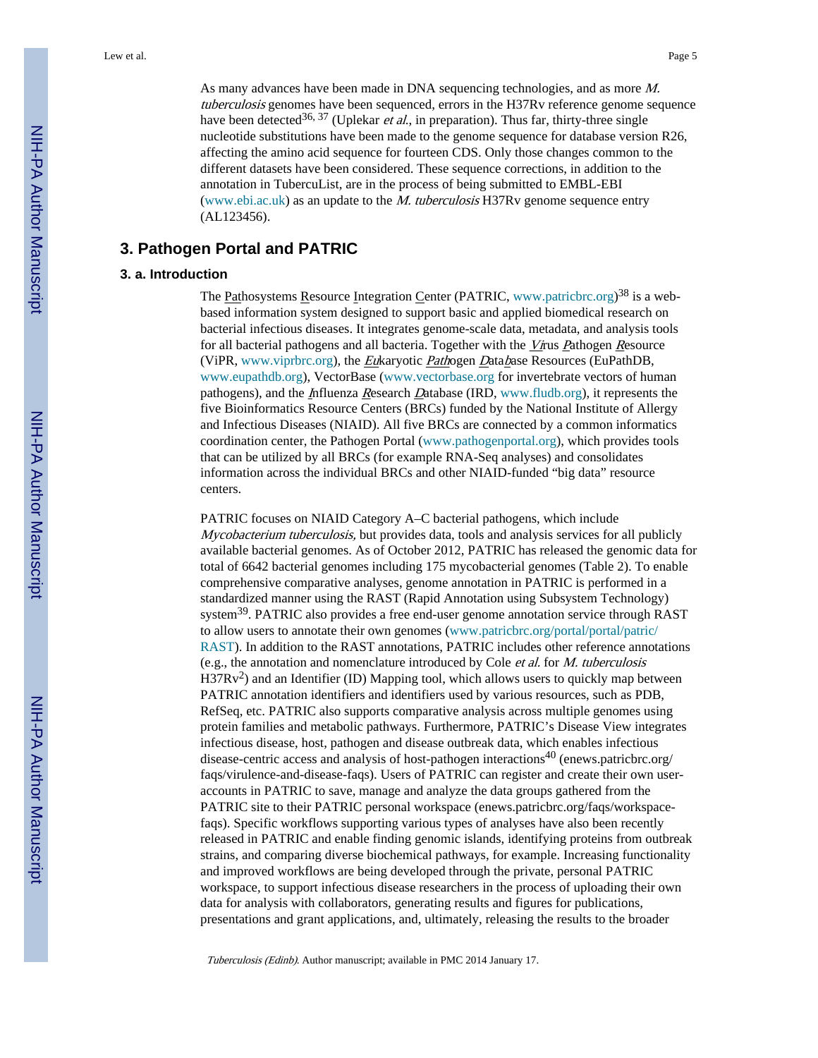As many advances have been made in DNA sequencing technologies, and as more *M. tuberculosis* genomes have been sequenced, errors in the H37Rv reference genome sequence have been detected[36, 37] (Uplekar *et al.*, in preparation). Thus far, thirty-three single nucleotide substitutions have been made to the genome sequence for database version R26, affecting the amino acid sequence for fourteen CDS. Only those changes common to the different datasets have been considered. These sequence corrections, in addition to the annotation in TubercuList, are in the process of being submitted to EMBL-EBI (www.ebi.ac.uk) as an update to the *M. tuberculosis* H37Rv genome sequence entry (AL123456).

## 3. Pathogen Portal and PATRIC

### 3. a. Introduction

The Pathosystems Resource Integration Center (PATRIC, www.patricbrc.org)[38] is a web-based information system designed to support basic and applied biomedical research on bacterial infectious diseases. It integrates genome-scale data, metadata, and analysis tools for all bacterial pathogens and all bacteria. Together with the *Vi*rus *P*athogen *R*esource (ViPR, www.viprbrc.org), the *Eu*karyotic *Path*ogen *D*ata*b*ase Resources (EuPathDB, www.eupathdb.org), VectorBase (www.vectorbase.org for invertebrate vectors of human pathogens), and the *I*nfluenza *R*esearch *D*atabase (IRD, www.fludb.org), it represents the five Bioinformatics Resource Centers (BRCs) funded by the National Institute of Allergy and Infectious Diseases (NIAID). All five BRCs are connected by a common informatics coordination center, the Pathogen Portal (www.pathogenportal.org), which provides tools that can be utilized by all BRCs (for example RNA-Seq analyses) and consolidates information across the individual BRCs and other NIAID-funded "big data" resource centers.

PATRIC focuses on NIAID Category A–C bacterial pathogens, which include *Mycobacterium tuberculosis,* but provides data, tools and analysis services for all publicly available bacterial genomes. As of October 2012, PATRIC has released the genomic data for total of 6642 bacterial genomes including 175 mycobacterial genomes (Table 2). To enable comprehensive comparative analyses, genome annotation in PATRIC is performed in a standardized manner using the RAST (Rapid Annotation using Subsystem Technology) system[39]. PATRIC also provides a free end-user genome annotation service through RAST to allow users to annotate their own genomes (www.patricbrc.org/portal/portal/patric/RAST). In addition to the RAST annotations, PATRIC includes other reference annotations (e.g., the annotation and nomenclature introduced by Cole *et al.* for *M. tuberculosis* H37Rv[2]) and an Identifier (ID) Mapping tool, which allows users to quickly map between PATRIC annotation identifiers and identifiers used by various resources, such as PDB, RefSeq, etc. PATRIC also supports comparative analysis across multiple genomes using protein families and metabolic pathways. Furthermore, PATRIC's Disease View integrates infectious disease, host, pathogen and disease outbreak data, which enables infectious disease-centric access and analysis of host-pathogen interactions[40] (enews.patricbrc.org/faqs/virulence-and-disease-faqs). Users of PATRIC can register and create their own user-accounts in PATRIC to save, manage and analyze the data groups gathered from the PATRIC site to their PATRIC personal workspace (enews.patricbrc.org/faqs/workspace-faqs). Specific workflows supporting various types of analyses have also been recently released in PATRIC and enable finding genomic islands, identifying proteins from outbreak strains, and comparing diverse biochemical pathways, for example. Increasing functionality and improved workflows are being developed through the private, personal PATRIC workspace, to support infectious disease researchers in the process of uploading their own data for analysis with collaborators, generating results and figures for publications, presentations and grant applications, and, ultimately, releasing the results to the broader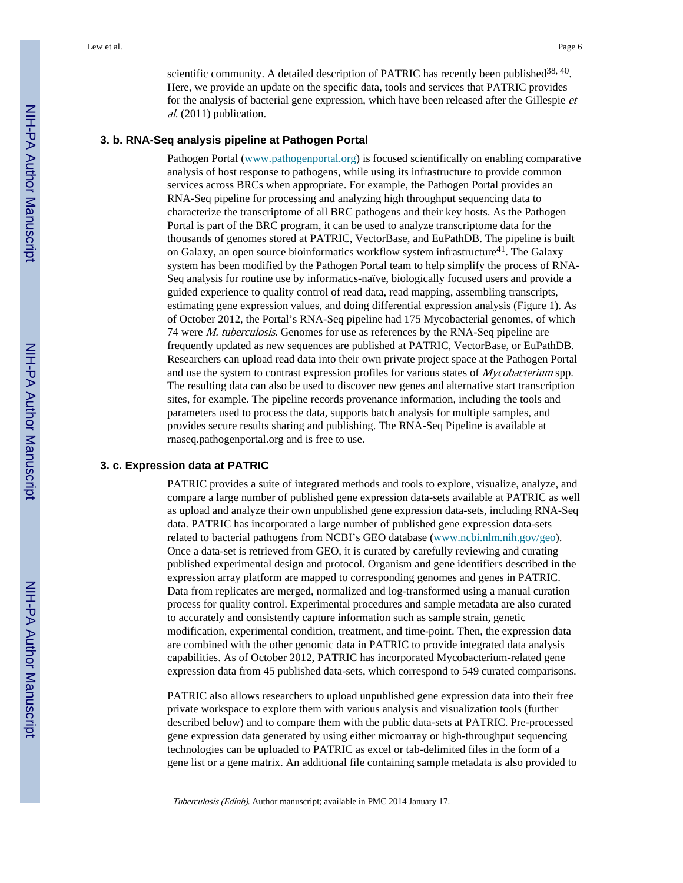scientific community. A detailed description of PATRIC has recently been published[38, 40]. Here, we provide an update on the specific data, tools and services that PATRIC provides for the analysis of bacterial gene expression, which have been released after the Gillespie *et al*. (2011) publication.

### 3. b. RNA-Seq analysis pipeline at Pathogen Portal

Pathogen Portal (www.pathogenportal.org) is focused scientifically on enabling comparative analysis of host response to pathogens, while using its infrastructure to provide common services across BRCs when appropriate. For example, the Pathogen Portal provides an RNA-Seq pipeline for processing and analyzing high throughput sequencing data to characterize the transcriptome of all BRC pathogens and their key hosts. As the Pathogen Portal is part of the BRC program, it can be used to analyze transcriptome data for the thousands of genomes stored at PATRIC, VectorBase, and EuPathDB. The pipeline is built on Galaxy, an open source bioinformatics workflow system infrastructure[41]. The Galaxy system has been modified by the Pathogen Portal team to help simplify the process of RNA-Seq analysis for routine use by informatics-naïve, biologically focused users and provide a guided experience to quality control of read data, read mapping, assembling transcripts, estimating gene expression values, and doing differential expression analysis (Figure 1). As of October 2012, the Portal's RNA-Seq pipeline had 175 Mycobacterial genomes, of which 74 were *M. tuberculosis*. Genomes for use as references by the RNA-Seq pipeline are frequently updated as new sequences are published at PATRIC, VectorBase, or EuPathDB. Researchers can upload read data into their own private project space at the Pathogen Portal and use the system to contrast expression profiles for various states of *Mycobacterium* spp. The resulting data can also be used to discover new genes and alternative start transcription sites, for example. The pipeline records provenance information, including the tools and parameters used to process the data, supports batch analysis for multiple samples, and provides secure results sharing and publishing. The RNA-Seq Pipeline is available at rnaseq.pathogenportal.org and is free to use.

### 3. c. Expression data at PATRIC

PATRIC provides a suite of integrated methods and tools to explore, visualize, analyze, and compare a large number of published gene expression data-sets available at PATRIC as well as upload and analyze their own unpublished gene expression data-sets, including RNA-Seq data. PATRIC has incorporated a large number of published gene expression data-sets related to bacterial pathogens from NCBI's GEO database (www.ncbi.nlm.nih.gov/geo). Once a data-set is retrieved from GEO, it is curated by carefully reviewing and curating published experimental design and protocol. Organism and gene identifiers described in the expression array platform are mapped to corresponding genomes and genes in PATRIC. Data from replicates are merged, normalized and log-transformed using a manual curation process for quality control. Experimental procedures and sample metadata are also curated to accurately and consistently capture information such as sample strain, genetic modification, experimental condition, treatment, and time-point. Then, the expression data are combined with the other genomic data in PATRIC to provide integrated data analysis capabilities. As of October 2012, PATRIC has incorporated Mycobacterium-related gene expression data from 45 published data-sets, which correspond to 549 curated comparisons.

PATRIC also allows researchers to upload unpublished gene expression data into their free private workspace to explore them with various analysis and visualization tools (further described below) and to compare them with the public data-sets at PATRIC. Pre-processed gene expression data generated by using either microarray or high-throughput sequencing technologies can be uploaded to PATRIC as excel or tab-delimited files in the form of a gene list or a gene matrix. An additional file containing sample metadata is also provided to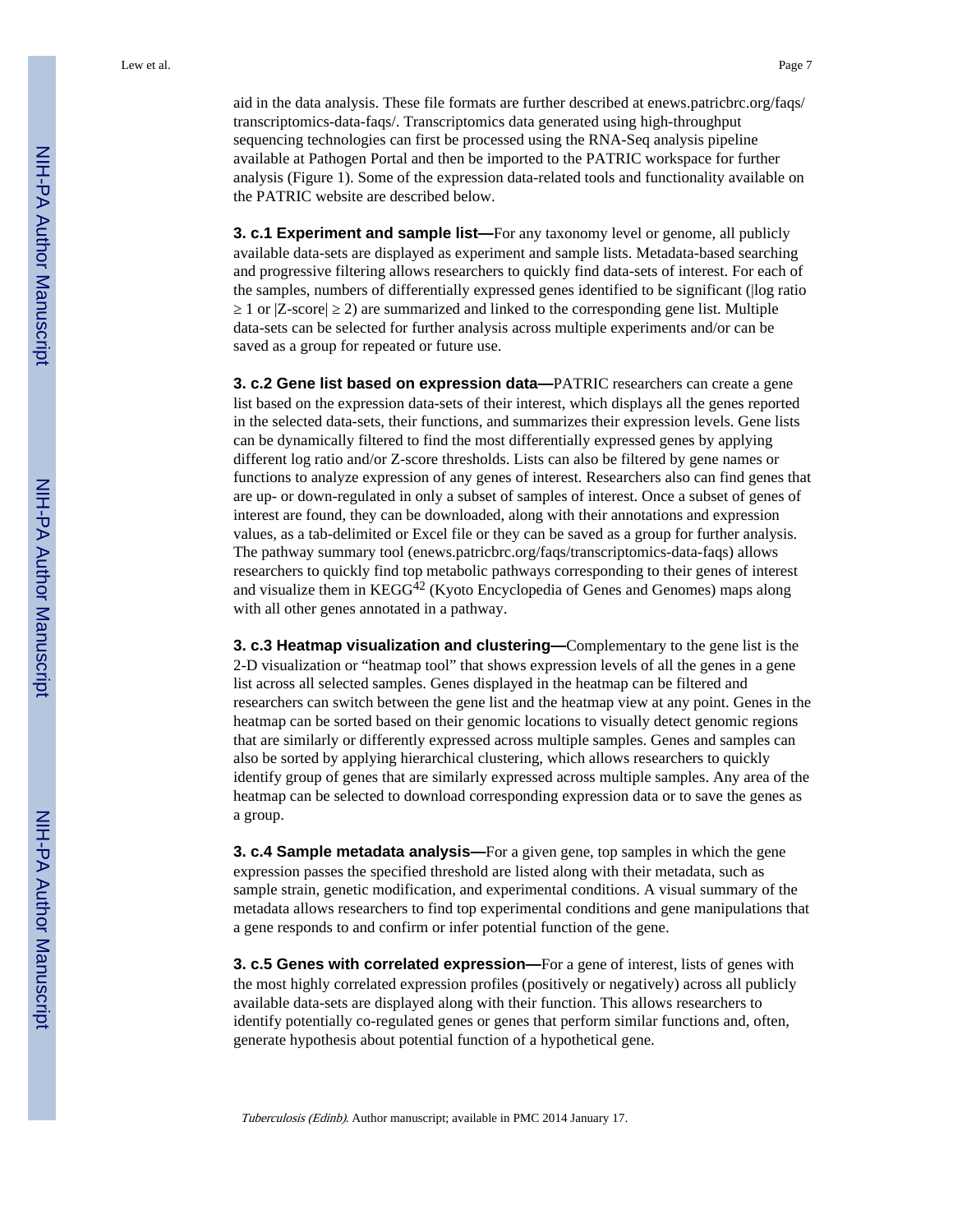aid in the data analysis. These file formats are further described at enews.patricbrc.org/faqs/transcriptomics-data-faqs/. Transcriptomics data generated using high-throughput sequencing technologies can first be processed using the RNA-Seq analysis pipeline available at Pathogen Portal and then be imported to the PATRIC workspace for further analysis (Figure 1). Some of the expression data-related tools and functionality available on the PATRIC website are described below.

**3. c.1 Experiment and sample list—**For any taxonomy level or genome, all publicly available data-sets are displayed as experiment and sample lists. Metadata-based searching and progressive filtering allows researchers to quickly find data-sets of interest. For each of the samples, numbers of differentially expressed genes identified to be significant ($|\log \text{ratio} \geq 1$ or $|\text{Z-score}| \geq 2$) are summarized and linked to the corresponding gene list. Multiple data-sets can be selected for further analysis across multiple experiments and/or can be saved as a group for repeated or future use.

**3. c.2 Gene list based on expression data—**PATRIC researchers can create a gene list based on the expression data-sets of their interest, which displays all the genes reported in the selected data-sets, their functions, and summarizes their expression levels. Gene lists can be dynamically filtered to find the most differentially expressed genes by applying different log ratio and/or Z-score thresholds. Lists can also be filtered by gene names or functions to analyze expression of any genes of interest. Researchers also can find genes that are up- or down-regulated in only a subset of samples of interest. Once a subset of genes of interest are found, they can be downloaded, along with their annotations and expression values, as a tab-delimited or Excel file or they can be saved as a group for further analysis. The pathway summary tool (enews.patricbrc.org/faqs/transcriptomics-data-faqs) allows researchers to quickly find top metabolic pathways corresponding to their genes of interest and visualize them in KEGG[42] (Kyoto Encyclopedia of Genes and Genomes) maps along with all other genes annotated in a pathway.

**3. c.3 Heatmap visualization and clustering—**Complementary to the gene list is the 2-D visualization or "heatmap tool" that shows expression levels of all the genes in a gene list across all selected samples. Genes displayed in the heatmap can be filtered and researchers can switch between the gene list and the heatmap view at any point. Genes in the heatmap can be sorted based on their genomic locations to visually detect genomic regions that are similarly or differently expressed across multiple samples. Genes and samples can also be sorted by applying hierarchical clustering, which allows researchers to quickly identify group of genes that are similarly expressed across multiple samples. Any area of the heatmap can be selected to download corresponding expression data or to save the genes as a group.

**3. c.4 Sample metadata analysis—**For a given gene, top samples in which the gene expression passes the specified threshold are listed along with their metadata, such as sample strain, genetic modification, and experimental conditions. A visual summary of the metadata allows researchers to find top experimental conditions and gene manipulations that a gene responds to and confirm or infer potential function of the gene.

**3. c.5 Genes with correlated expression—**For a gene of interest, lists of genes with the most highly correlated expression profiles (positively or negatively) across all publicly available data-sets are displayed along with their function. This allows researchers to identify potentially co-regulated genes or genes that perform similar functions and, often, generate hypothesis about potential function of a hypothetical gene.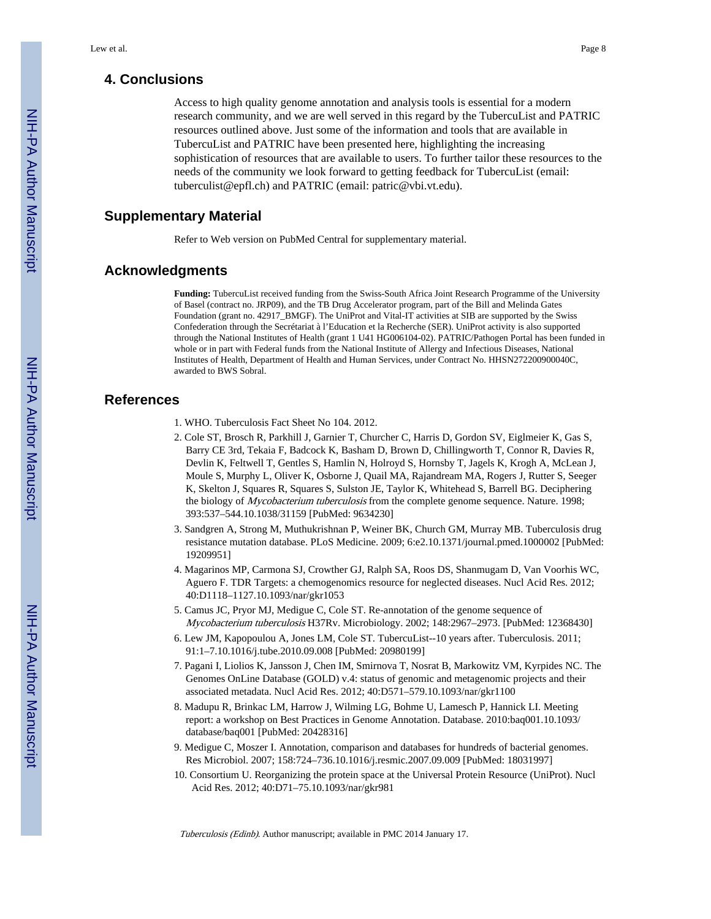## 4. Conclusions

Access to high quality genome annotation and analysis tools is essential for a modern research community, and we are well served in this regard by the TubercuList and PATRIC resources outlined above. Just some of the information and tools that are available in TubercuList and PATRIC have been presented here, highlighting the increasing sophistication of resources that are available to users. To further tailor these resources to the needs of the community we look forward to getting feedback for TubercuList (email: tuberculist@epfl.ch) and PATRIC (email: patric@vbi.vt.edu).

## Supplementary Material

Refer to Web version on PubMed Central for supplementary material.

## Acknowledgments

**Funding:** TubercuList received funding from the Swiss-South Africa Joint Research Programme of the University of Basel (contract no. JRP09), and the TB Drug Accelerator program, part of the Bill and Melinda Gates Foundation (grant no. 42917_BMGF). The UniProt and Vital-IT activities at SIB are supported by the Swiss Confederation through the Secrétariat à l'Education et la Recherche (SER). UniProt activity is also supported through the National Institutes of Health (grant 1 U41 HG006104-02). PATRIC/Pathogen Portal has been funded in whole or in part with Federal funds from the National Institute of Allergy and Infectious Diseases, National Institutes of Health, Department of Health and Human Services, under Contract No. HHSN272200900040C, awarded to BWS Sobral.

## References

1. WHO. Tuberculosis Fact Sheet No 104. 2012.
2. Cole ST, Brosch R, Parkhill J, Garnier T, Churcher C, Harris D, Gordon SV, Eiglmeier K, Gas S, Barry CE 3rd, Tekaia F, Badcock K, Basham D, Brown D, Chillingworth T, Connor R, Davies R, Devlin K, Feltwell T, Gentles S, Hamlin N, Holroyd S, Hornsby T, Jagels K, Krogh A, McLean J, Moule S, Murphy L, Oliver K, Osborne J, Quail MA, Rajandream MA, Rogers J, Rutter S, Seeger K, Skelton J, Squares R, Squares S, Sulston JE, Taylor K, Whitehead S, Barrell BG. Deciphering the biology of *Mycobacterium tuberculosis* from the complete genome sequence. Nature. 1998; 393:537–544.10.1038/31159 [PubMed: 9634230]
3. Sandgren A, Strong M, Muthukrishnan P, Weiner BK, Church GM, Murray MB. Tuberculosis drug resistance mutation database. PLoS Medicine. 2009; 6:e2.10.1371/journal.pmed.1000002 [PubMed: 19209951]
4. Magarinos MP, Carmona SJ, Crowther GJ, Ralph SA, Roos DS, Shanmugam D, Van Voorhis WC, Aguero F. TDR Targets: a chemogenomics resource for neglected diseases. Nucl Acid Res. 2012; 40:D1118–1127.10.1093/nar/gkr1053
5. Camus JC, Pryor MJ, Medigue C, Cole ST. Re-annotation of the genome sequence of *Mycobacterium tuberculosis* H37Rv. Microbiology. 2002; 148:2967–2973. [PubMed: 12368430]
6. Lew JM, Kapopoulou A, Jones LM, Cole ST. TubercuList--10 years after. Tuberculosis. 2011; 91:1–7.10.1016/j.tube.2010.09.008 [PubMed: 20980199]
7. Pagani I, Liolios K, Jansson J, Chen IM, Smirnova T, Nosrat B, Markowitz VM, Kyrpides NC. The Genomes OnLine Database (GOLD) v.4: status of genomic and metagenomic projects and their associated metadata. Nucl Acid Res. 2012; 40:D571–579.10.1093/nar/gkr1100
8. Madupu R, Brinkac LM, Harrow J, Wilming LG, Bohme U, Lamesch P, Hannick LI. Meeting report: a workshop on Best Practices in Genome Annotation. Database. 2010:baq001.10.1093/database/baq001 [PubMed: 20428316]
9. Medigue C, Moszer I. Annotation, comparison and databases for hundreds of bacterial genomes. Res Microbiol. 2007; 158:724–736.10.1016/j.resmic.2007.09.009 [PubMed: 18031997]
10. Consortium U. Reorganizing the protein space at the Universal Protein Resource (UniProt). Nucl Acid Res. 2012; 40:D71–75.10.1093/nar/gkr981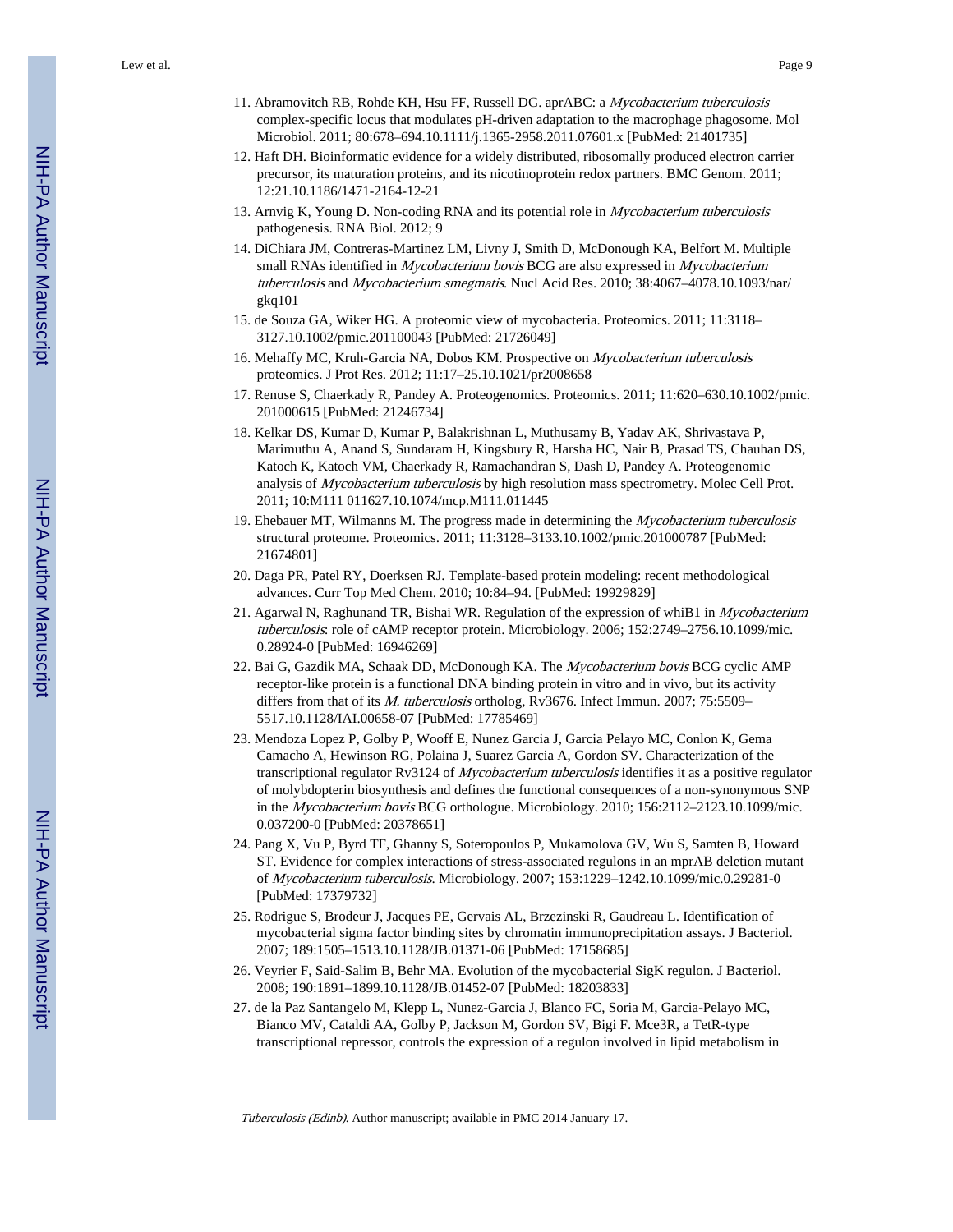11. Abramovitch RB, Rohde KH, Hsu FF, Russell DG. aprABC: a *Mycobacterium tuberculosis* complex-specific locus that modulates pH-driven adaptation to the macrophage phagosome. Mol Microbiol. 2011; 80:678–694.10.1111/j.1365-2958.2011.07601.x [PubMed: 21401735]
12. Haft DH. Bioinformatic evidence for a widely distributed, ribosomally produced electron carrier precursor, its maturation proteins, and its nicotinoprotein redox partners. BMC Genom. 2011; 12:21.10.1186/1471-2164-12-21
13. Arnvig K, Young D. Non-coding RNA and its potential role in *Mycobacterium tuberculosis* pathogenesis. RNA Biol. 2012; 9
14. DiChiara JM, Contreras-Martinez LM, Livny J, Smith D, McDonough KA, Belfort M. Multiple small RNAs identified in *Mycobacterium bovis* BCG are also expressed in *Mycobacterium tuberculosis* and *Mycobacterium smegmatis*. Nucl Acid Res. 2010; 38:4067–4078.10.1093/nar/gkq101
15. de Souza GA, Wiker HG. A proteomic view of mycobacteria. Proteomics. 2011; 11:3118–3127.10.1002/pmic.201100043 [PubMed: 21726049]
16. Mehaffy MC, Kruh-Garcia NA, Dobos KM. Prospective on *Mycobacterium tuberculosis* proteomics. J Prot Res. 2012; 11:17–25.10.1021/pr2008658
17. Renuse S, Chaerkady R, Pandey A. Proteogenomics. Proteomics. 2011; 11:620–630.10.1002/pmic.201000615 [PubMed: 21246734]
18. Kelkar DS, Kumar D, Kumar P, Balakrishnan L, Muthusamy B, Yadav AK, Shrivastava P, Marimuthu A, Anand S, Sundaram H, Kingsbury R, Harsha HC, Nair B, Prasad TS, Chauhan DS, Katoch K, Katoch VM, Chaerkady R, Ramachandran S, Dash D, Pandey A. Proteogenomic analysis of *Mycobacterium tuberculosis* by high resolution mass spectrometry. Molec Cell Prot. 2011; 10:M111 011627.10.1074/mcp.M111.011445
19. Ehebauer MT, Wilmanns M. The progress made in determining the *Mycobacterium tuberculosis* structural proteome. Proteomics. 2011; 11:3128–3133.10.1002/pmic.201000787 [PubMed: 21674801]
20. Daga PR, Patel RY, Doerksen RJ. Template-based protein modeling: recent methodological advances. Curr Top Med Chem. 2010; 10:84–94. [PubMed: 19929829]
21. Agarwal N, Raghunand TR, Bishai WR. Regulation of the expression of whiB1 in *Mycobacterium tuberculosis*: role of cAMP receptor protein. Microbiology. 2006; 152:2749–2756.10.1099/mic.0.28924-0 [PubMed: 16946269]
22. Bai G, Gazdik MA, Schaak DD, McDonough KA. The *Mycobacterium bovis* BCG cyclic AMP receptor-like protein is a functional DNA binding protein in vitro and in vivo, but its activity differs from that of its *M. tuberculosis* ortholog, Rv3676. Infect Immun. 2007; 75:5509–5517.10.1128/IAI.00658-07 [PubMed: 17785469]
23. Mendoza Lopez P, Golby P, Wooff E, Nunez Garcia J, Garcia Pelayo MC, Conlon K, Gema Camacho A, Hewinson RG, Polaina J, Suarez Garcia A, Gordon SV. Characterization of the transcriptional regulator Rv3124 of *Mycobacterium tuberculosis* identifies it as a positive regulator of molybdopterin biosynthesis and defines the functional consequences of a non-synonymous SNP in the *Mycobacterium bovis* BCG orthologue. Microbiology. 2010; 156:2112–2123.10.1099/mic.0.037200-0 [PubMed: 20378651]
24. Pang X, Vu P, Byrd TF, Ghanny S, Soteropoulos P, Mukamolova GV, Wu S, Samten B, Howard ST. Evidence for complex interactions of stress-associated regulons in an mprAB deletion mutant of *Mycobacterium tuberculosis*. Microbiology. 2007; 153:1229–1242.10.1099/mic.0.29281-0 [PubMed: 17379732]
25. Rodrigue S, Brodeur J, Jacques PE, Gervais AL, Brzezinski R, Gaudreau L. Identification of mycobacterial sigma factor binding sites by chromatin immunoprecipitation assays. J Bacteriol. 2007; 189:1505–1513.10.1128/JB.01371-06 [PubMed: 17158685]
26. Veyrier F, Said-Salim B, Behr MA. Evolution of the mycobacterial SigK regulon. J Bacteriol. 2008; 190:1891–1899.10.1128/JB.01452-07 [PubMed: 18203833]
27. de la Paz Santangelo M, Klepp L, Nunez-Garcia J, Blanco FC, Soria M, Garcia-Pelayo MC, Bianco MV, Cataldi AA, Golby P, Jackson M, Gordon SV, Bigi F. Mce3R, a TetR-type transcriptional repressor, controls the expression of a regulon involved in lipid metabolism in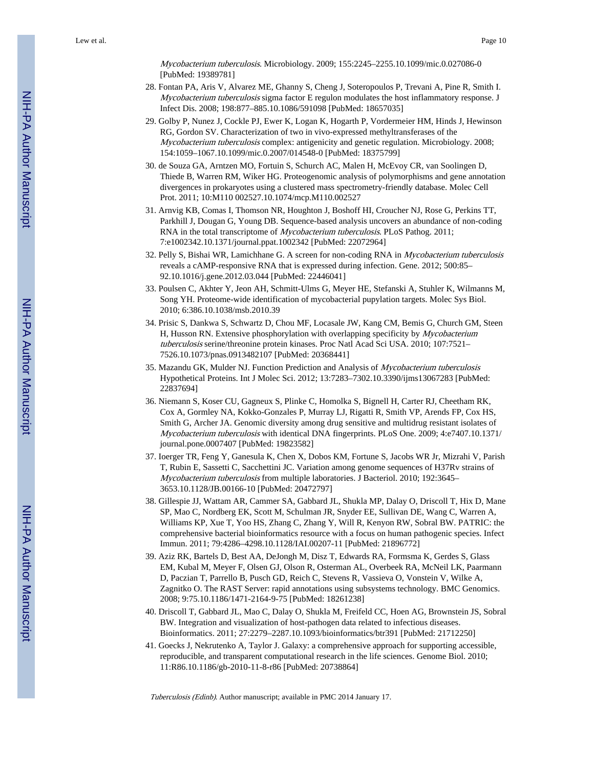*Mycobacterium tuberculosis*. Microbiology. 2009; 155:2245–2255.10.1099/mic.0.027086-0 [PubMed: 19389781]

28. Fontan PA, Aris V, Alvarez ME, Ghanny S, Cheng J, Soteropoulos P, Trevani A, Pine R, Smith I. *Mycobacterium tuberculosis* sigma factor E regulon modulates the host inflammatory response. J Infect Dis. 2008; 198:877–885.10.1086/591098 [PubMed: 18657035]
29. Golby P, Nunez J, Cockle PJ, Ewer K, Logan K, Hogarth P, Vordermeier HM, Hinds J, Hewinson RG, Gordon SV. Characterization of two in vivo-expressed methyltransferases of the *Mycobacterium tuberculosis* complex: antigenicity and genetic regulation. Microbiology. 2008; 154:1059–1067.10.1099/mic.0.2007/014548-0 [PubMed: 18375799]
30. de Souza GA, Arntzen MO, Fortuin S, Schurch AC, Malen H, McEvoy CR, van Soolingen D, Thiede B, Warren RM, Wiker HG. Proteogenomic analysis of polymorphisms and gene annotation divergences in prokaryotes using a clustered mass spectrometry-friendly database. Molec Cell Prot. 2011; 10:M110 002527.10.1074/mcp.M110.002527
31. Arnvig KB, Comas I, Thomson NR, Houghton J, Boshoff HI, Croucher NJ, Rose G, Perkins TT, Parkhill J, Dougan G, Young DB. Sequence-based analysis uncovers an abundance of non-coding RNA in the total transcriptome of *Mycobacterium tuberculosis*. PLoS Pathog. 2011; 7:e1002342.10.1371/journal.ppat.1002342 [PubMed: 22072964]
32. Pelly S, Bishai WR, Lamichhane G. A screen for non-coding RNA in *Mycobacterium tuberculosis* reveals a cAMP-responsive RNA that is expressed during infection. Gene. 2012; 500:85–92.10.1016/j.gene.2012.03.044 [PubMed: 22446041]
33. Poulsen C, Akhter Y, Jeon AH, Schmitt-Ulms G, Meyer HE, Stefanski A, Stuhler K, Wilmanns M, Song YH. Proteome-wide identification of mycobacterial pupylation targets. Molec Sys Biol. 2010; 6:386.10.1038/msb.2010.39
34. Prisic S, Dankwa S, Schwartz D, Chou MF, Locasale JW, Kang CM, Bemis G, Church GM, Steen H, Husson RN. Extensive phosphorylation with overlapping specificity by *Mycobacterium tuberculosis* serine/threonine protein kinases. Proc Natl Acad Sci USA. 2010; 107:7521–7526.10.1073/pnas.0913482107 [PubMed: 20368441]
35. Mazandu GK, Mulder NJ. Function Prediction and Analysis of *Mycobacterium tuberculosis* Hypothetical Proteins. Int J Molec Sci. 2012; 13:7283–7302.10.3390/ijms13067283 [PubMed: 22837694]
36. Niemann S, Koser CU, Gagneux S, Plinke C, Homolka S, Bignell H, Carter RJ, Cheetham RK, Cox A, Gormley NA, Kokko-Gonzales P, Murray LJ, Rigatti R, Smith VP, Arends FP, Cox HS, Smith G, Archer JA. Genomic diversity among drug sensitive and multidrug resistant isolates of *Mycobacterium tuberculosis* with identical DNA fingerprints. PLoS One. 2009; 4:e7407.10.1371/journal.pone.0007407 [PubMed: 19823582]
37. Ioerger TR, Feng Y, Ganesula K, Chen X, Dobos KM, Fortune S, Jacobs WR Jr, Mizrahi V, Parish T, Rubin E, Sassetti C, Sacchettini JC. Variation among genome sequences of H37Rv strains of *Mycobacterium tuberculosis* from multiple laboratories. J Bacteriol. 2010; 192:3645–3653.10.1128/JB.00166-10 [PubMed: 20472797]
38. Gillespie JJ, Wattam AR, Cammer SA, Gabbard JL, Shukla MP, Dalay O, Driscoll T, Hix D, Mane SP, Mao C, Nordberg EK, Scott M, Schulman JR, Snyder EE, Sullivan DE, Wang C, Warren A, Williams KP, Xue T, Yoo HS, Zhang C, Zhang Y, Will R, Kenyon RW, Sobral BW. PATRIC: the comprehensive bacterial bioinformatics resource with a focus on human pathogenic species. Infect Immun. 2011; 79:4286–4298.10.1128/IAI.00207-11 [PubMed: 21896772]
39. Aziz RK, Bartels D, Best AA, DeJongh M, Disz T, Edwards RA, Formsma K, Gerdes S, Glass EM, Kubal M, Meyer F, Olsen GJ, Olson R, Osterman AL, Overbeek RA, McNeil LK, Paarmann D, Paczian T, Parrello B, Pusch GD, Reich C, Stevens R, Vassieva O, Vonstein V, Wilke A, Zagnitko O. The RAST Server: rapid annotations using subsystems technology. BMC Genomics. 2008; 9:75.10.1186/1471-2164-9-75 [PubMed: 18261238]
40. Driscoll T, Gabbard JL, Mao C, Dalay O, Shukla M, Freifeld CC, Hoen AG, Brownstein JS, Sobral BW. Integration and visualization of host-pathogen data related to infectious diseases. Bioinformatics. 2011; 27:2279–2287.10.1093/bioinformatics/btr391 [PubMed: 21712250]
41. Goecks J, Nekrutenko A, Taylor J. Galaxy: a comprehensive approach for supporting accessible, reproducible, and transparent computational research in the life sciences. Genome Biol. 2010; 11:R86.10.1186/gb-2010-11-8-r86 [PubMed: 20738864]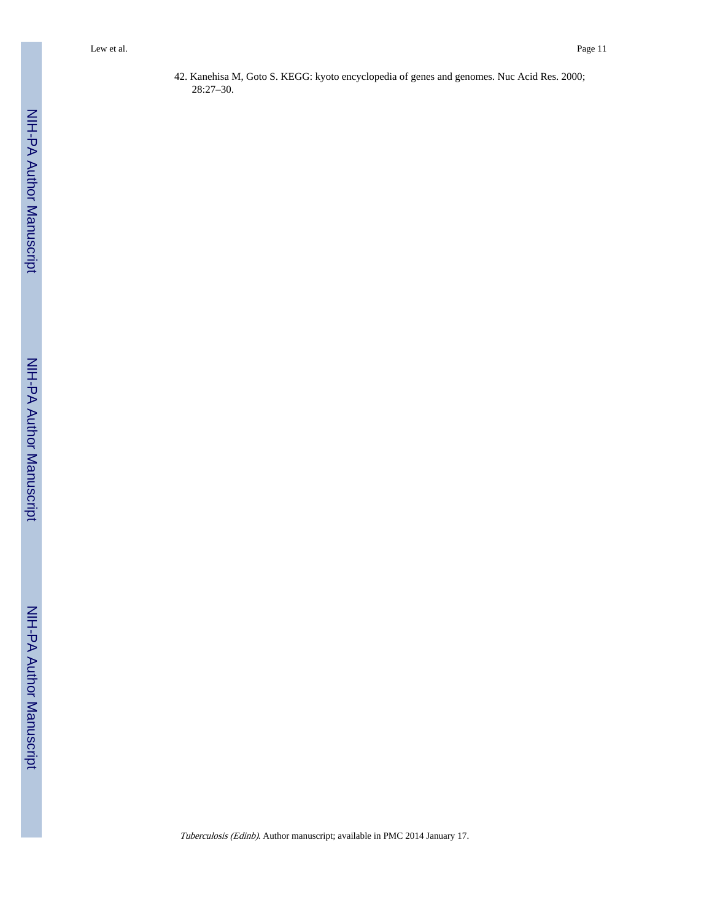42. Kanehisa M, Goto S. KEGG: kyoto encyclopedia of genes and genomes. Nuc Acid Res. 2000; 28:27–30.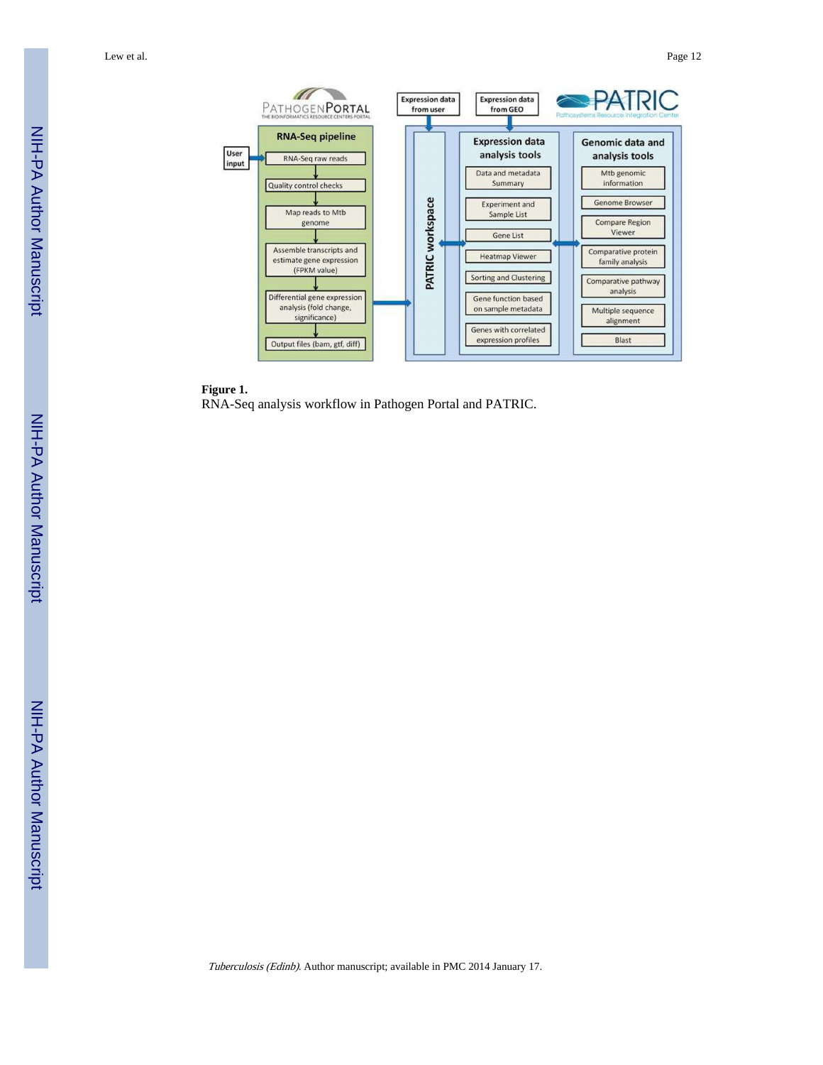**Figure 1.**

RNA-Seq analysis workflow in Pathogen Portal and PATRIC.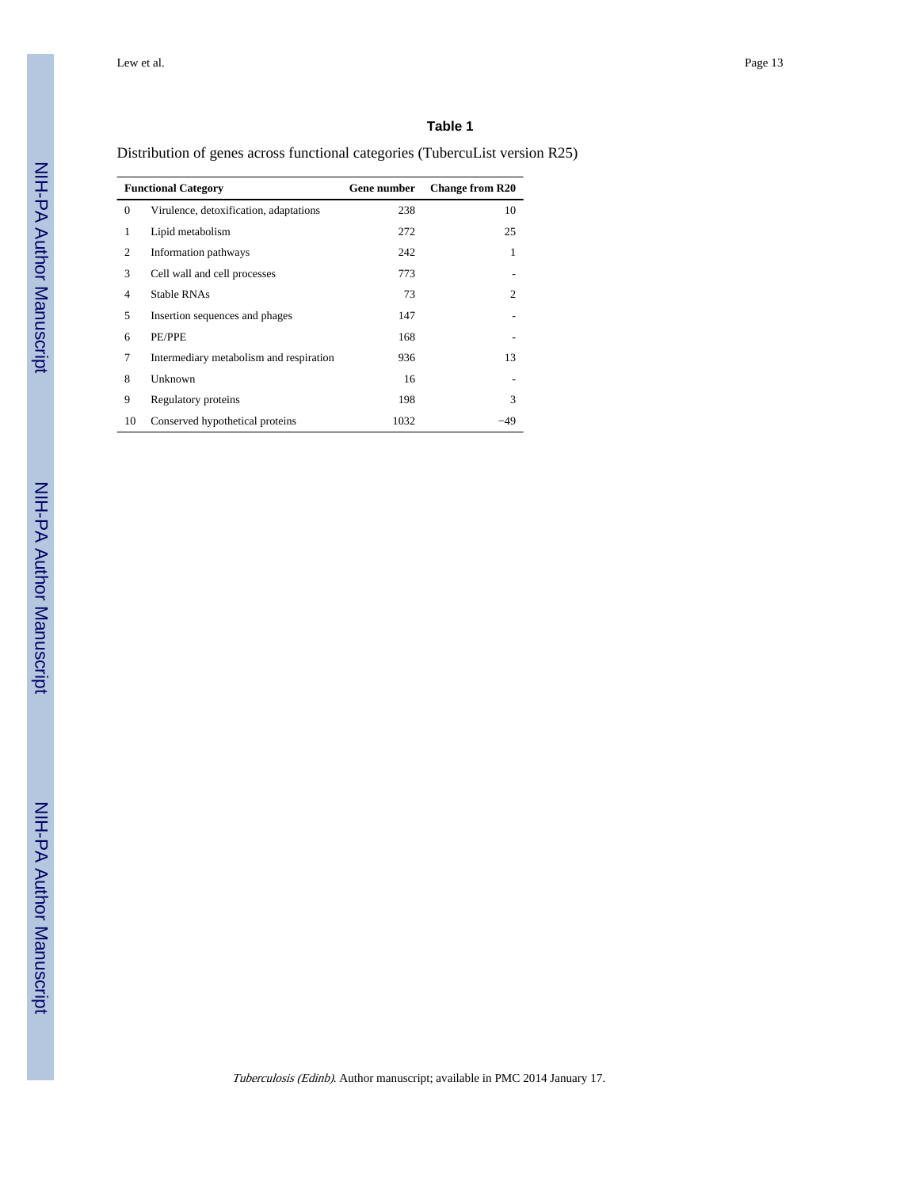**Table 1**

Distribution of genes across functional categories (TubercuList version R25)

| Functional Category | | Gene number | Change from R20 |
|---|---|---|---|
| 0 | Virulence, detoxification, adaptations | 238 | 10 |
| 1 | Lipid metabolism | 272 | 25 |
| 2 | Information pathways | 242 | 1 |
| 3 | Cell wall and cell processes | 773 | - |
| 4 | Stable RNAs | 73 | 2 |
| 5 | Insertion sequences and phages | 147 | - |
| 6 | PE/PPE | 168 | - |
| 7 | Intermediary metabolism and respiration | 936 | 13 |
| 8 | Unknown | 16 | - |
| 9 | Regulatory proteins | 198 | 3 |
| 10 | Conserved hypothetical proteins | 1032 | −49 |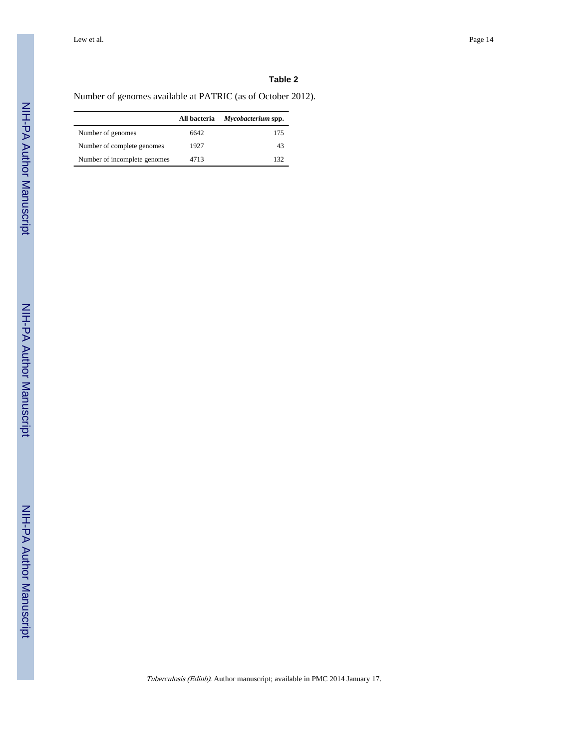**Table 2**

Number of genomes available at PATRIC (as of October 2012).

| | All bacteria | *Mycobacterium* spp. |
|---|---|---|
| Number of genomes | 6642 | 175 |
| Number of complete genomes | 1927 | 43 |
| Number of incomplete genomes | 4713 | 132 |